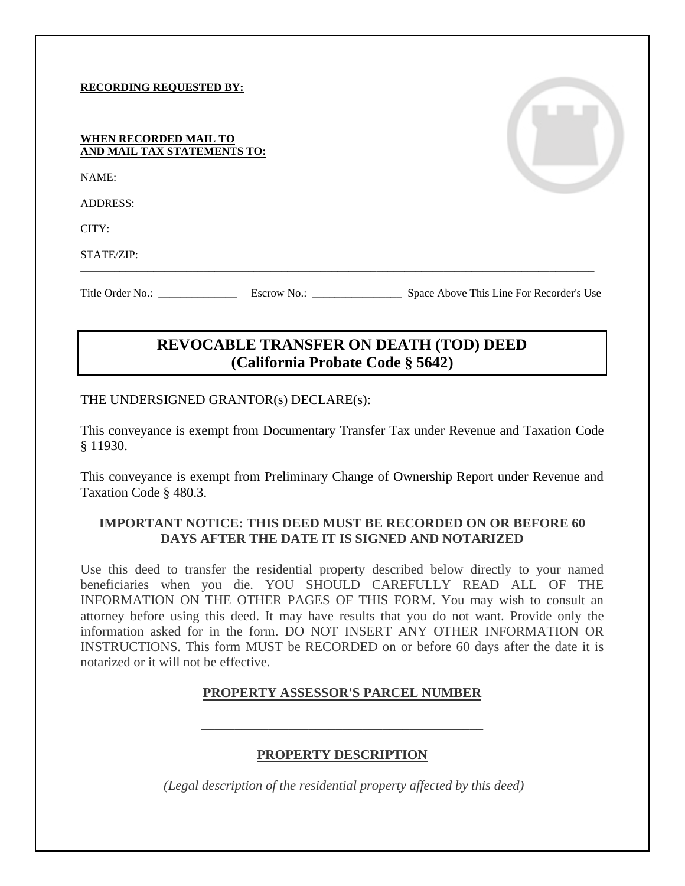**RECORDING REQUESTED BY:**

**WHEN RECORDED MAIL TO**
**AND MAIL TAX STATEMENTS TO:**

NAME:

ADDRESS:

CITY:

STATE/ZIP:

---

Title Order No.: ______________ Escrow No.: ________________ Space Above This Line For Recorder's Use

# REVOCABLE TRANSFER ON DEATH (TOD) DEED
## (California Probate Code § 5642)

THE UNDERSIGNED GRANTOR(s) DECLARE(s):

This conveyance is exempt from Documentary Transfer Tax under Revenue and Taxation Code § 11930.

This conveyance is exempt from Preliminary Change of Ownership Report under Revenue and Taxation Code § 480.3.

**IMPORTANT NOTICE: THIS DEED MUST BE RECORDED ON OR BEFORE 60 DAYS AFTER THE DATE IT IS SIGNED AND NOTARIZED**

Use this deed to transfer the residential property described below directly to your named beneficiaries when you die. YOU SHOULD CAREFULLY READ ALL OF THE INFORMATION ON THE OTHER PAGES OF THIS FORM. You may wish to consult an attorney before using this deed. It may have results that you do not want. Provide only the information asked for in the form. DO NOT INSERT ANY OTHER INFORMATION OR INSTRUCTIONS. This form MUST be RECORDED on or before 60 days after the date it is notarized or it will not be effective.

**PROPERTY ASSESSOR'S PARCEL NUMBER**

____________________________________________

**PROPERTY DESCRIPTION**

*(Legal description of the residential property affected by this deed)*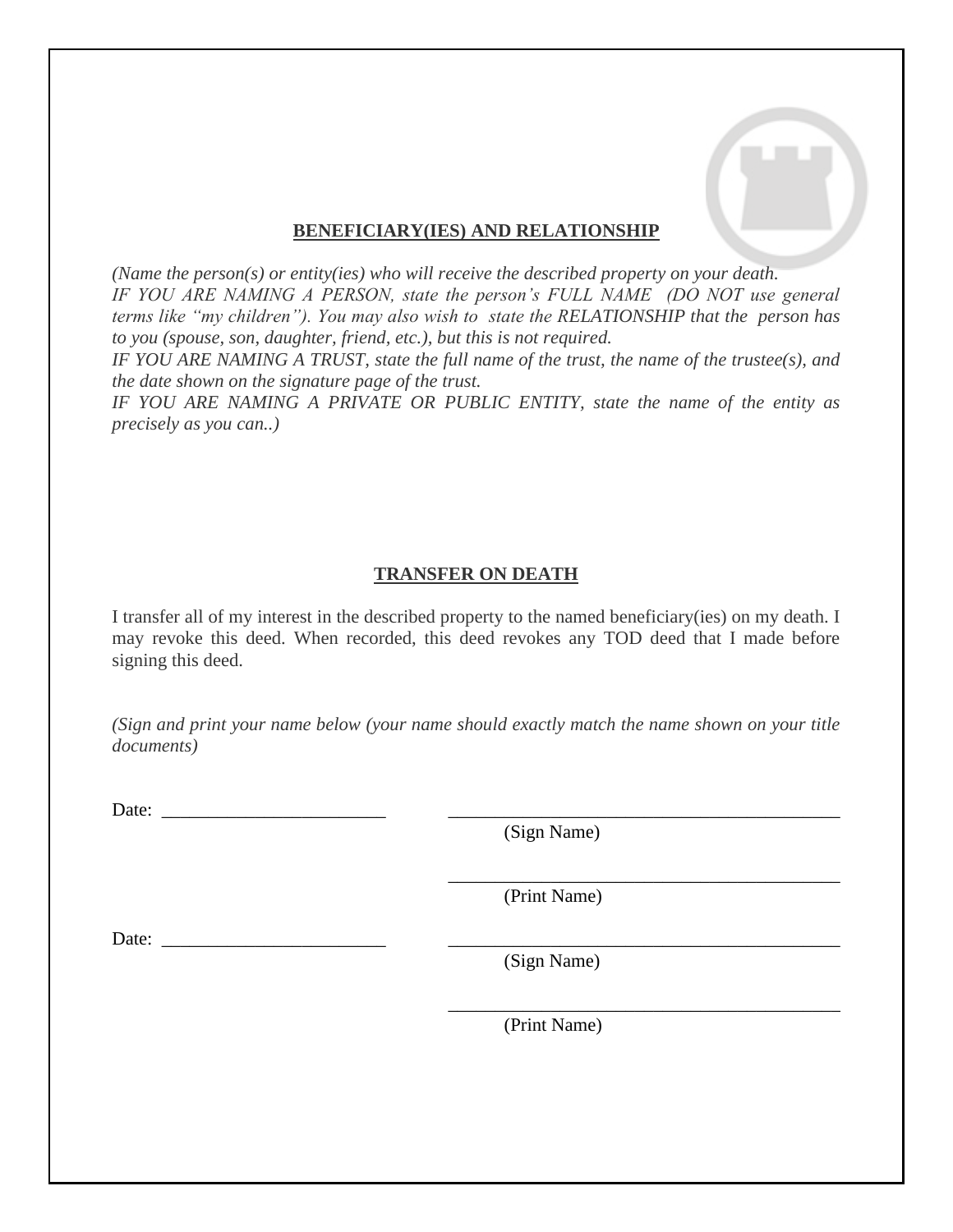## BENEFICIARY(IES) AND RELATIONSHIP

*(Name the person(s) or entity(ies) who will receive the described property on your death.*
*IF YOU ARE NAMING A PERSON, state the person's FULL NAME (DO NOT use general terms like "my children"). You may also wish to state the RELATIONSHIP that the person has to you (spouse, son, daughter, friend, etc.), but this is not required.*
*IF YOU ARE NAMING A TRUST, state the full name of the trust, the name of the trustee(s), and the date shown on the signature page of the trust.*
*IF YOU ARE NAMING A PRIVATE OR PUBLIC ENTITY, state the name of the entity as precisely as you can..)*

## TRANSFER ON DEATH

I transfer all of my interest in the described property to the named beneficiary(ies) on my death. I may revoke this deed. When recorded, this deed revokes any TOD deed that I made before signing this deed.

*(Sign and print your name below (your name should exactly match the name shown on your title documents)*

Date: ________________________ ___________________________________________
(Sign Name)

___________________________________________
(Print Name)

Date: ________________________ ___________________________________________
(Sign Name)

___________________________________________
(Print Name)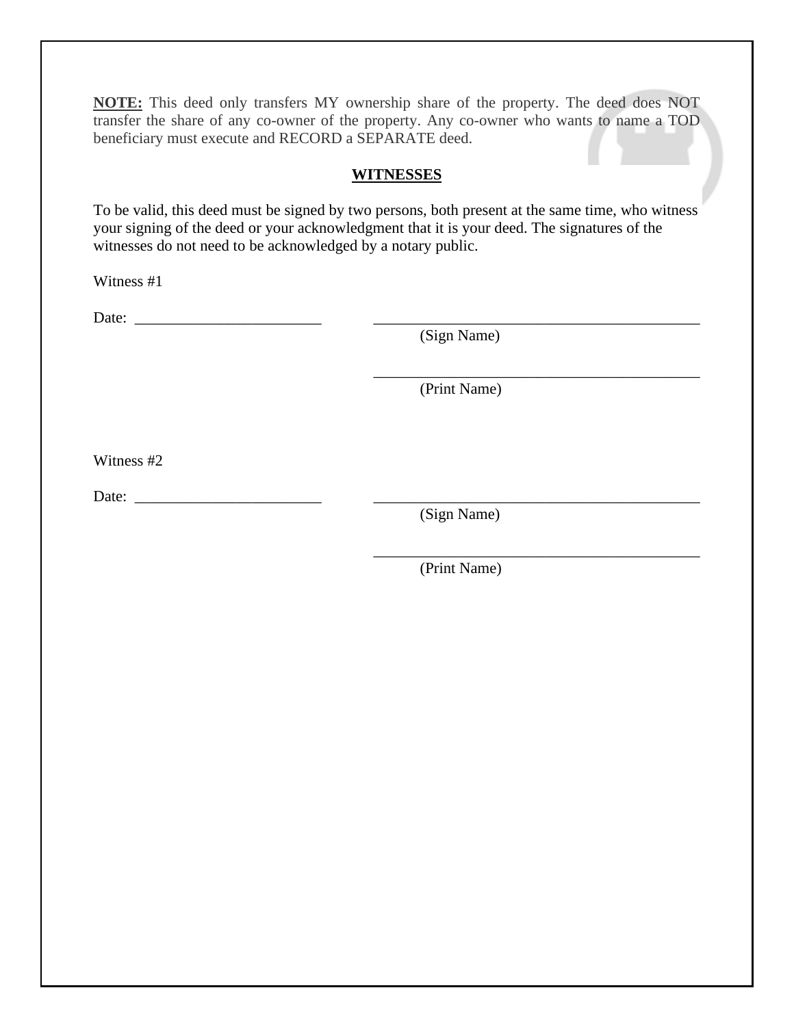**NOTE:** This deed only transfers MY ownership share of the property. The deed does NOT transfer the share of any co-owner of the property. Any co-owner who wants to name a TOD beneficiary must execute and RECORD a SEPARATE deed.

## WITNESSES

To be valid, this deed must be signed by two persons, both present at the same time, who witness your signing of the deed or your acknowledgment that it is your deed. The signatures of the witnesses do not need to be acknowledged by a notary public.

Witness #1

Date: ________________________ ____________________________________________
(Sign Name)

____________________________________________
(Print Name)

Witness #2

Date: ________________________ ____________________________________________
(Sign Name)

____________________________________________
(Print Name)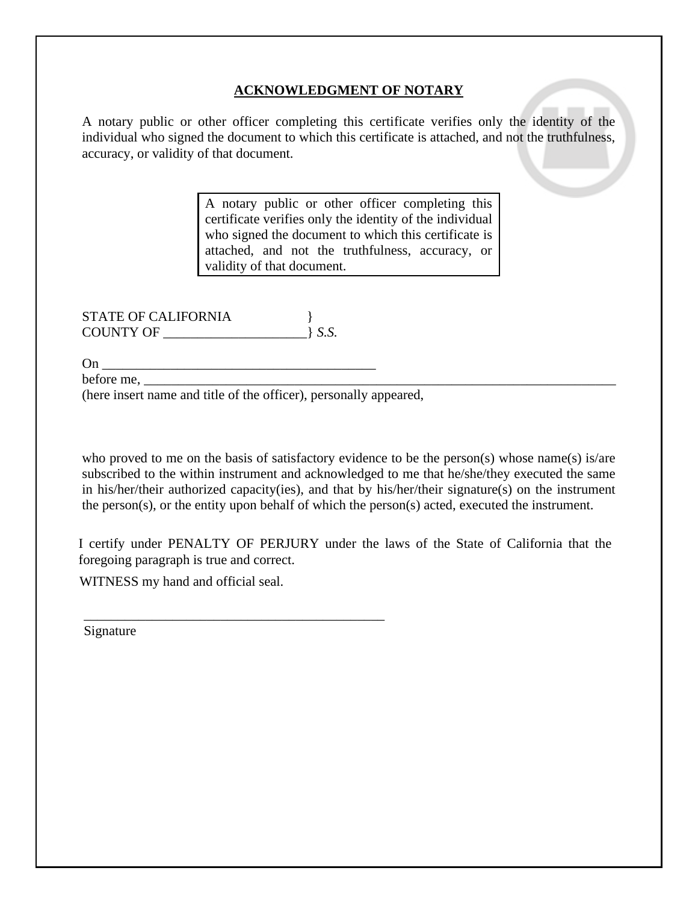**ACKNOWLEDGMENT OF NOTARY**

A notary public or other officer completing this certificate verifies only the identity of the individual who signed the document to which this certificate is attached, and not the truthfulness, accuracy, or validity of that document.

> A notary public or other officer completing this certificate verifies only the identity of the individual who signed the document to which this certificate is attached, and not the truthfulness, accuracy, or validity of that document.

STATE OF CALIFORNIA }
COUNTY OF _____________________} *S.S.*

On _________________________________________
before me, ______________________________________________________________________
(here insert name and title of the officer), personally appeared,

who proved to me on the basis of satisfactory evidence to be the person(s) whose name(s) is/are subscribed to the within instrument and acknowledged to me that he/she/they executed the same in his/her/their authorized capacity(ies), and that by his/her/their signature(s) on the instrument the person(s), or the entity upon behalf of which the person(s) acted, executed the instrument.

I certify under PENALTY OF PERJURY under the laws of the State of California that the foregoing paragraph is true and correct.

WITNESS my hand and official seal.

_____________________________________________
Signature